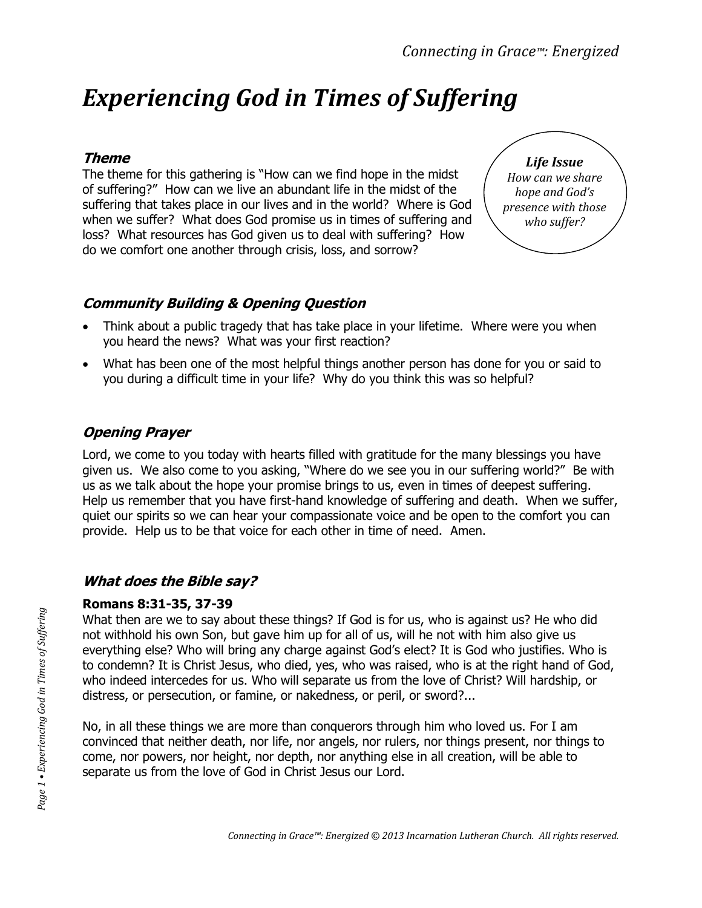# Experiencing God in Times of Suffering

## Theme

The theme for this gathering is "How can we find hope in the midst of suffering?" How can we live an abundant life in the midst of the suffering that takes place in our lives and in the world? Where is God when we suffer? What does God promise us in times of suffering and loss? What resources has God given us to deal with suffering? How do we comfort one another through crisis, loss, and sorrow?

> ***Life Issue***
> *How can we share hope and God's presence with those who suffer?*

## Community Building & Opening Question

- Think about a public tragedy that has take place in your lifetime. Where were you when you heard the news? What was your first reaction?
- What has been one of the most helpful things another person has done for you or said to you during a difficult time in your life? Why do you think this was so helpful?

## Opening Prayer

Lord, we come to you today with hearts filled with gratitude for the many blessings you have given us. We also come to you asking, "Where do we see you in our suffering world?" Be with us as we talk about the hope your promise brings to us, even in times of deepest suffering. Help us remember that you have first-hand knowledge of suffering and death. When we suffer, quiet our spirits so we can hear your compassionate voice and be open to the comfort you can provide. Help us to be that voice for each other in time of need. Amen.

## What does the Bible say?

**Romans 8:31-35, 37-39**

What then are we to say about these things? If God is for us, who is against us? He who did not withhold his own Son, but gave him up for all of us, will he not with him also give us everything else? Who will bring any charge against God's elect? It is God who justifies. Who is to condemn? It is Christ Jesus, who died, yes, who was raised, who is at the right hand of God, who indeed intercedes for us. Who will separate us from the love of Christ? Will hardship, or distress, or persecution, or famine, or nakedness, or peril, or sword?...

No, in all these things we are more than conquerors through him who loved us. For I am convinced that neither death, nor life, nor angels, nor rulers, nor things present, nor things to come, nor powers, nor height, nor depth, nor anything else in all creation, will be able to separate us from the love of God in Christ Jesus our Lord.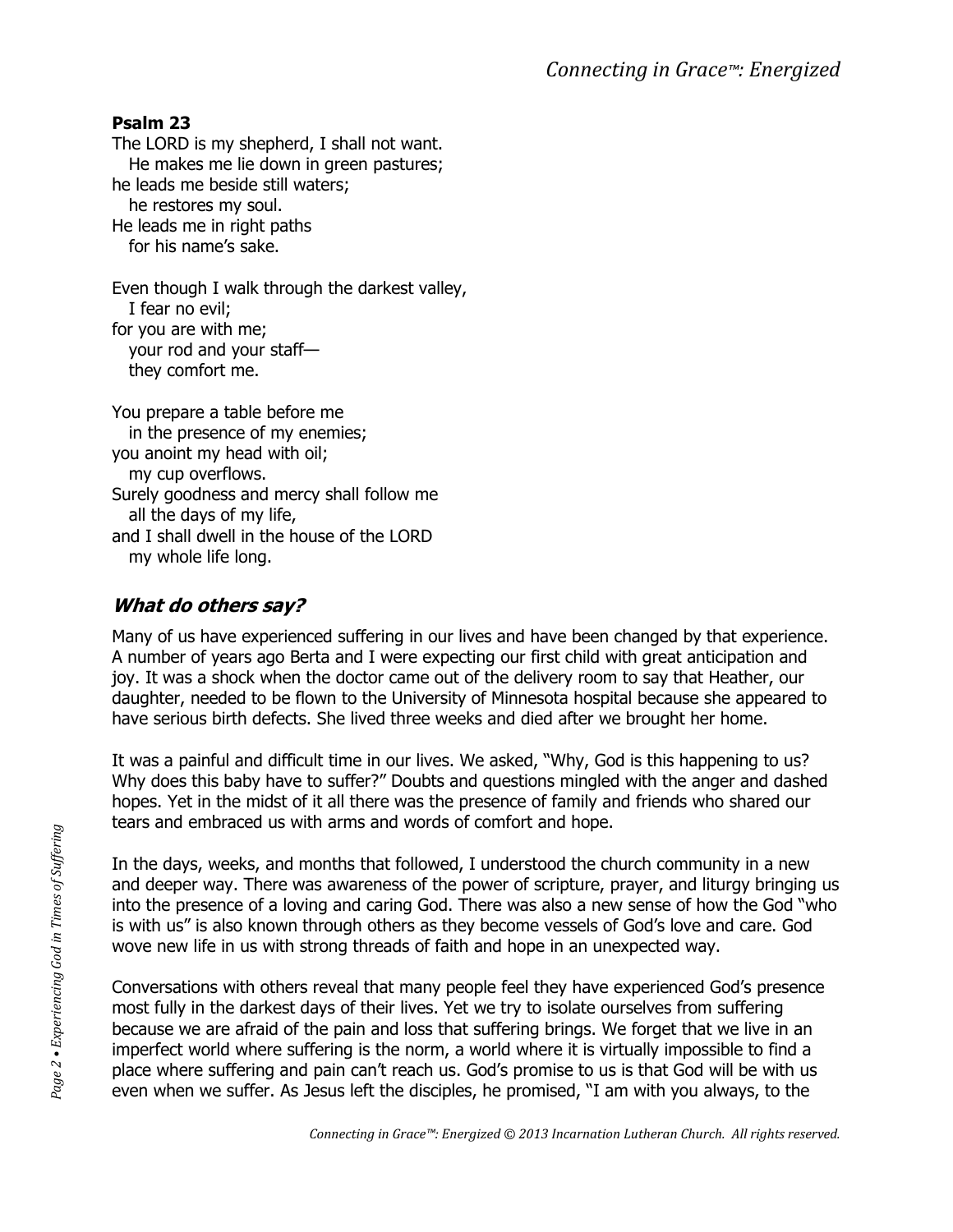**Psalm 23**

The LORD is my shepherd, I shall not want.
He makes me lie down in green pastures;
he leads me beside still waters;
he restores my soul.
He leads me in right paths
for his name's sake.

Even though I walk through the darkest valley,
I fear no evil;
for you are with me;
your rod and your staff—
they comfort me.

You prepare a table before me
in the presence of my enemies;
you anoint my head with oil;
my cup overflows.
Surely goodness and mercy shall follow me
all the days of my life,
and I shall dwell in the house of the LORD
my whole life long.

## *What do others say?*

Many of us have experienced suffering in our lives and have been changed by that experience. A number of years ago Berta and I were expecting our first child with great anticipation and joy. It was a shock when the doctor came out of the delivery room to say that Heather, our daughter, needed to be flown to the University of Minnesota hospital because she appeared to have serious birth defects. She lived three weeks and died after we brought her home.

It was a painful and difficult time in our lives. We asked, "Why, God is this happening to us? Why does this baby have to suffer?" Doubts and questions mingled with the anger and dashed hopes. Yet in the midst of it all there was the presence of family and friends who shared our tears and embraced us with arms and words of comfort and hope.

In the days, weeks, and months that followed, I understood the church community in a new and deeper way. There was awareness of the power of scripture, prayer, and liturgy bringing us into the presence of a loving and caring God. There was also a new sense of how the God "who is with us" is also known through others as they become vessels of God's love and care. God wove new life in us with strong threads of faith and hope in an unexpected way.

Conversations with others reveal that many people feel they have experienced God's presence most fully in the darkest days of their lives. Yet we try to isolate ourselves from suffering because we are afraid of the pain and loss that suffering brings. We forget that we live in an imperfect world where suffering is the norm, a world where it is virtually impossible to find a place where suffering and pain can't reach us. God's promise to us is that God will be with us even when we suffer. As Jesus left the disciples, he promised, "I am with you always, to the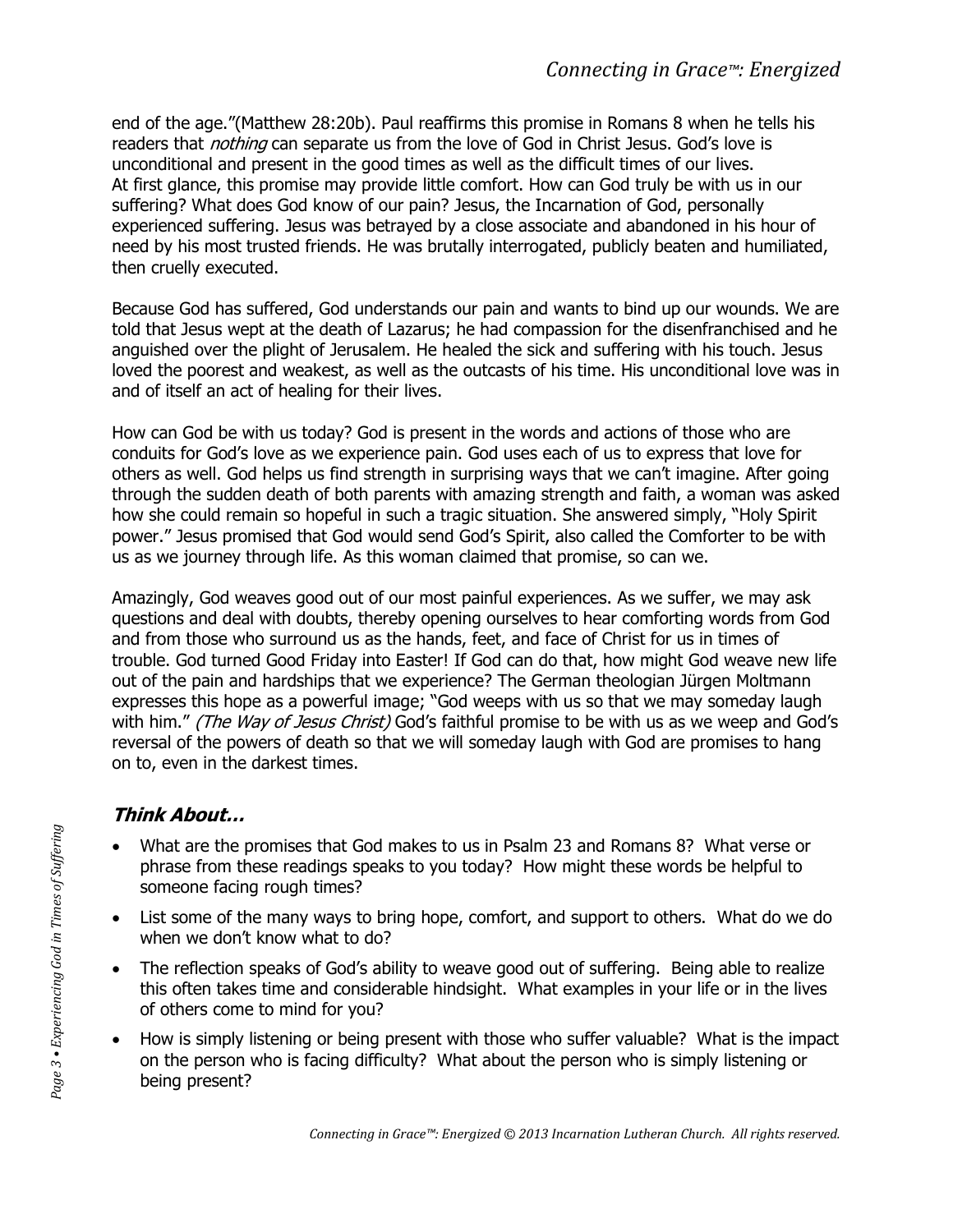end of the age."(Matthew 28:20b). Paul reaffirms this promise in Romans 8 when he tells his readers that *nothing* can separate us from the love of God in Christ Jesus. God's love is unconditional and present in the good times as well as the difficult times of our lives. At first glance, this promise may provide little comfort. How can God truly be with us in our suffering? What does God know of our pain? Jesus, the Incarnation of God, personally experienced suffering. Jesus was betrayed by a close associate and abandoned in his hour of need by his most trusted friends. He was brutally interrogated, publicly beaten and humiliated, then cruelly executed.

Because God has suffered, God understands our pain and wants to bind up our wounds. We are told that Jesus wept at the death of Lazarus; he had compassion for the disenfranchised and he anguished over the plight of Jerusalem. He healed the sick and suffering with his touch. Jesus loved the poorest and weakest, as well as the outcasts of his time. His unconditional love was in and of itself an act of healing for their lives.

How can God be with us today? God is present in the words and actions of those who are conduits for God's love as we experience pain. God uses each of us to express that love for others as well. God helps us find strength in surprising ways that we can't imagine. After going through the sudden death of both parents with amazing strength and faith, a woman was asked how she could remain so hopeful in such a tragic situation. She answered simply, "Holy Spirit power." Jesus promised that God would send God's Spirit, also called the Comforter to be with us as we journey through life. As this woman claimed that promise, so can we.

Amazingly, God weaves good out of our most painful experiences. As we suffer, we may ask questions and deal with doubts, thereby opening ourselves to hear comforting words from God and from those who surround us as the hands, feet, and face of Christ for us in times of trouble. God turned Good Friday into Easter! If God can do that, how might God weave new life out of the pain and hardships that we experience? The German theologian Jürgen Moltmann expresses this hope as a powerful image; "God weeps with us so that we may someday laugh with him." *(The Way of Jesus Christ)* God's faithful promise to be with us as we weep and God's reversal of the powers of death so that we will someday laugh with God are promises to hang on to, even in the darkest times.

## *Think About…*

- What are the promises that God makes to us in Psalm 23 and Romans 8? What verse or phrase from these readings speaks to you today? How might these words be helpful to someone facing rough times?
- List some of the many ways to bring hope, comfort, and support to others. What do we do when we don't know what to do?
- The reflection speaks of God's ability to weave good out of suffering. Being able to realize this often takes time and considerable hindsight. What examples in your life or in the lives of others come to mind for you?
- How is simply listening or being present with those who suffer valuable? What is the impact on the person who is facing difficulty? What about the person who is simply listening or being present?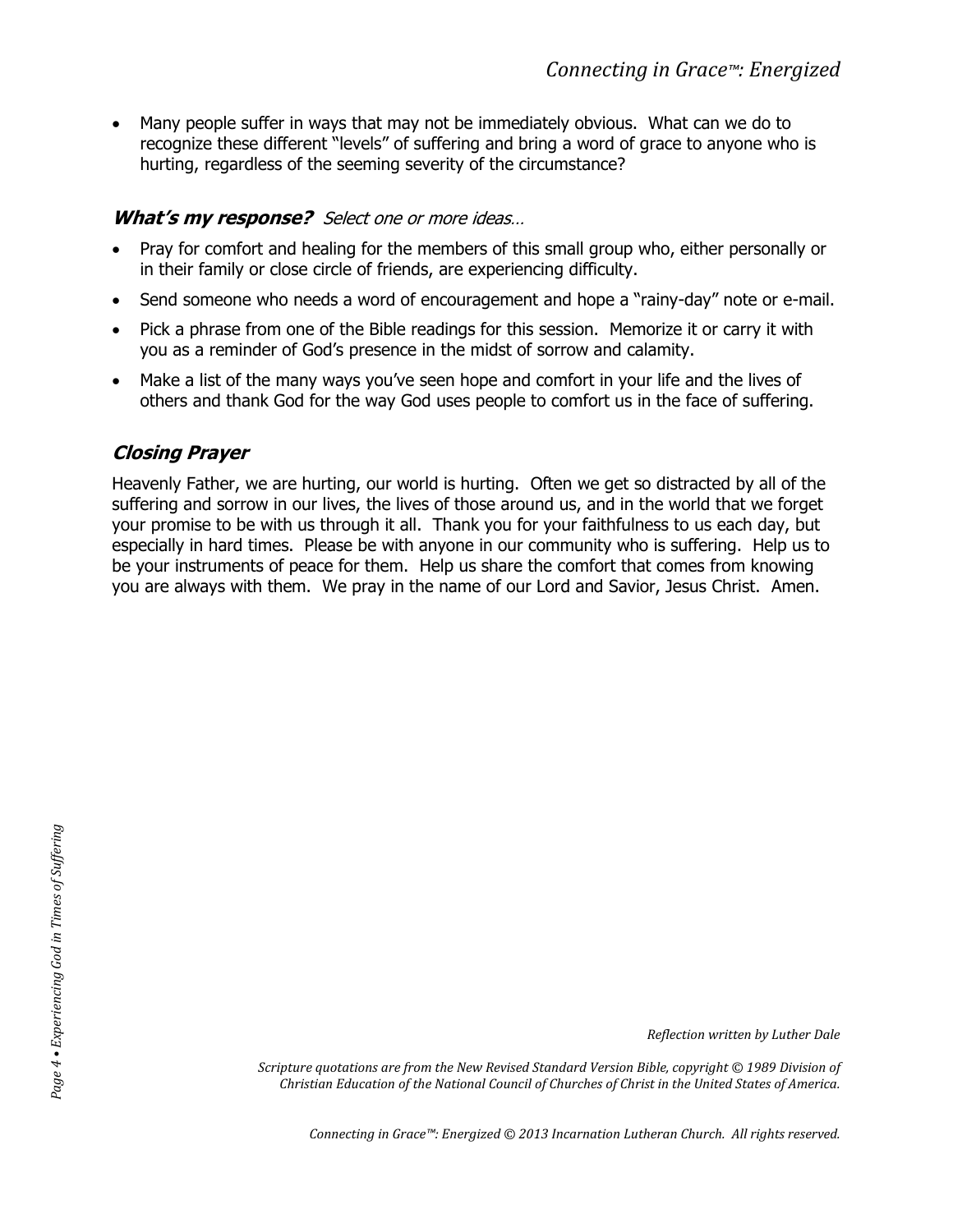- Many people suffer in ways that may not be immediately obvious. What can we do to recognize these different "levels" of suffering and bring a word of grace to anyone who is hurting, regardless of the seeming severity of the circumstance?

### *What's my response?* *Select one or more ideas…*

- Pray for comfort and healing for the members of this small group who, either personally or in their family or close circle of friends, are experiencing difficulty.
- Send someone who needs a word of encouragement and hope a "rainy-day" note or e-mail.
- Pick a phrase from one of the Bible readings for this session. Memorize it or carry it with you as a reminder of God's presence in the midst of sorrow and calamity.
- Make a list of the many ways you've seen hope and comfort in your life and the lives of others and thank God for the way God uses people to comfort us in the face of suffering.

## *Closing Prayer*

Heavenly Father, we are hurting, our world is hurting. Often we get so distracted by all of the suffering and sorrow in our lives, the lives of those around us, and in the world that we forget your promise to be with us through it all. Thank you for your faithfulness to us each day, but especially in hard times. Please be with anyone in our community who is suffering. Help us to be your instruments of peace for them. Help us share the comfort that comes from knowing you are always with them. We pray in the name of our Lord and Savior, Jesus Christ. Amen.

*Reflection written by Luther Dale*

*Scripture quotations are from the New Revised Standard Version Bible, copyright © 1989 Division of Christian Education of the National Council of Churches of Christ in the United States of America.*

*Connecting in Grace™: Energized © 2013 Incarnation Lutheran Church. All rights reserved.*